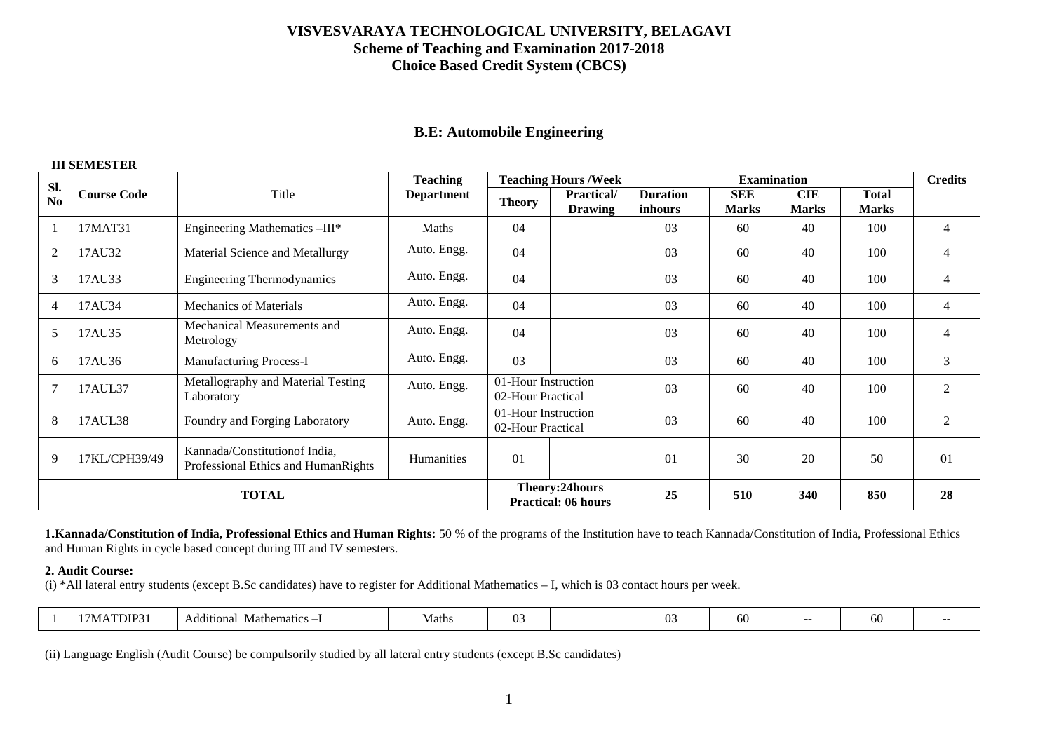# VISVESVARAYA TECHNOLOGICAL UNIVERSITY, BELAGAVI

## Scheme of Teaching and Examination 2017-2018

## Choice Based Credit System (CBCS)

## B.E: Automobile Engineering

**III SEMESTER**

| Sl. No | Course Code | Title | Teaching Department | Teaching Hours /Week | | Examination | | | | Credits |
|---|---|---|---|---|---|---|---|---|---|---|
| | | | | Theory | Practical/ Drawing | Duration inhours | SEE Marks | CIE Marks | Total Marks | |
| 1 | 17MAT31 | Engineering Mathematics –III* | Maths | 04 | | 03 | 60 | 40 | 100 | 4 |
| 2 | 17AU32 | Material Science and Metallurgy | Auto. Engg. | 04 | | 03 | 60 | 40 | 100 | 4 |
| 3 | 17AU33 | Engineering Thermodynamics | Auto. Engg. | 04 | | 03 | 60 | 40 | 100 | 4 |
| 4 | 17AU34 | Mechanics of Materials | Auto. Engg. | 04 | | 03 | 60 | 40 | 100 | 4 |
| 5 | 17AU35 | Mechanical Measurements and Metrology | Auto. Engg. | 04 | | 03 | 60 | 40 | 100 | 4 |
| 6 | 17AU36 | Manufacturing Process-I | Auto. Engg. | 03 | | 03 | 60 | 40 | 100 | 3 |
| 7 | 17AUL37 | Metallography and Material Testing Laboratory | Auto. Engg. | 01-Hour Instruction 02-Hour Practical | | 03 | 60 | 40 | 100 | 2 |
| 8 | 17AUL38 | Foundry and Forging Laboratory | Auto. Engg. | 01-Hour Instruction 02-Hour Practical | | 03 | 60 | 40 | 100 | 2 |
| 9 | 17KL/CPH39/49 | Kannada/Constitutionof India, Professional Ethics and HumanRights | Humanities | 01 | | 01 | 30 | 20 | 50 | 01 |
| **TOTAL** | | | | **Theory:24hours Practical: 06 hours** | | **25** | **510** | **340** | **850** | **28** |

**1.Kannada/Constitution of India, Professional Ethics and Human Rights:** 50 % of the programs of the Institution have to teach Kannada/Constitution of India, Professional Ethics and Human Rights in cycle based concept during III and IV semesters.

**2. Audit Course:**

(i) *All lateral entry students (except B.Sc candidates) have to register for Additional Mathematics – I, which is 03 contact hours per week.

| 1 | 17MATDIP31 | Additional Mathematics –I | Maths | 03 | | 03 | 60 | -- | 60 | -- |
|---|---|---|---|---|---|---|---|---|---|---|

(ii) Language English (Audit Course) be compulsorily studied by all lateral entry students (except B.Sc candidates)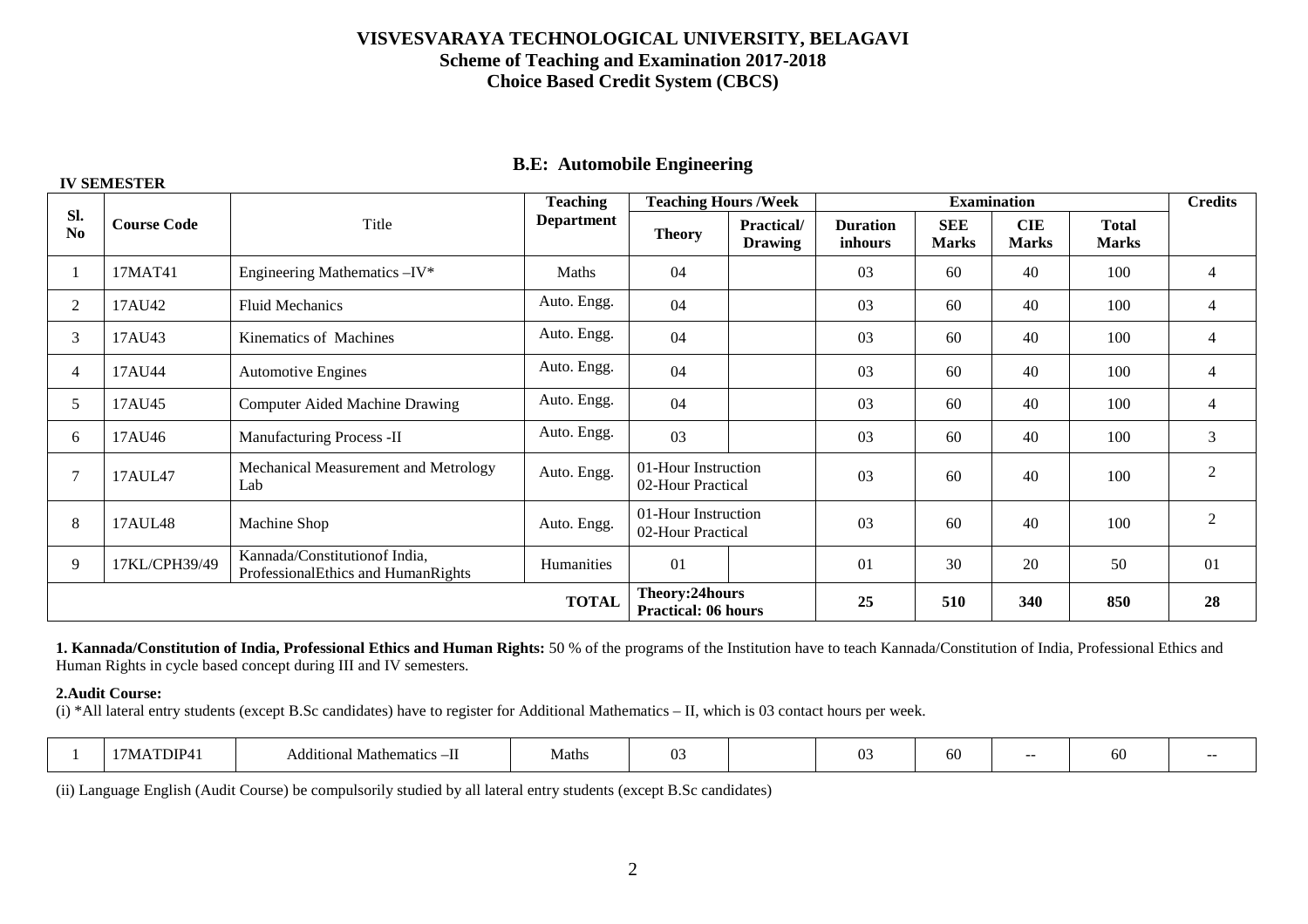# VISVESVARAYA TECHNOLOGICAL UNIVERSITY, BELAGAVI

## Scheme of Teaching and Examination 2017-2018

## Choice Based Credit System (CBCS)

### B.E: Automobile Engineering

**IV SEMESTER**

| Sl. No | Course Code | Title | Teaching Department | Teaching Hours /Week | | Examination | | | | Credits |
|---|---|---|---|---|---|---|---|---|---|---|
| | | | | Theory | Practical/ Drawing | Duration inhours | SEE Marks | CIE Marks | Total Marks | |
| 1 | 17MAT41 | Engineering Mathematics –IV* | Maths | 04 | | 03 | 60 | 40 | 100 | 4 |
| 2 | 17AU42 | Fluid Mechanics | Auto. Engg. | 04 | | 03 | 60 | 40 | 100 | 4 |
| 3 | 17AU43 | Kinematics of Machines | Auto. Engg. | 04 | | 03 | 60 | 40 | 100 | 4 |
| 4 | 17AU44 | Automotive Engines | Auto. Engg. | 04 | | 03 | 60 | 40 | 100 | 4 |
| 5 | 17AU45 | Computer Aided Machine Drawing | Auto. Engg. | 04 | | 03 | 60 | 40 | 100 | 4 |
| 6 | 17AU46 | Manufacturing Process -II | Auto. Engg. | 03 | | 03 | 60 | 40 | 100 | 3 |
| 7 | 17AUL47 | Mechanical Measurement and Metrology Lab | Auto. Engg. | 01-Hour Instruction 02-Hour Practical | | 03 | 60 | 40 | 100 | 2 |
| 8 | 17AUL48 | Machine Shop | Auto. Engg. | 01-Hour Instruction 02-Hour Practical | | 03 | 60 | 40 | 100 | 2 |
| 9 | 17KL/CPH39/49 | Kannada/Constitutionof India, ProfessionalEthics and HumanRights | Humanities | 01 | | 01 | 30 | 20 | 50 | 01 |
| | | | **TOTAL** | **Theory:24hours Practical: 06 hours** | | **25** | **510** | **340** | **850** | **28** |

**1. Kannada/Constitution of India, Professional Ethics and Human Rights:** 50 % of the programs of the Institution have to teach Kannada/Constitution of India, Professional Ethics and Human Rights in cycle based concept during III and IV semesters.

**2.Audit Course:**

(i) *All lateral entry students (except B.Sc candidates) have to register for Additional Mathematics – II, which is 03 contact hours per week.

| 1 | 17MATDIP41 | Additional Mathematics –II | Maths | 03 | | 03 | 60 | -- | 60 | -- |
|---|---|---|---|---|---|---|---|---|---|---|

(ii) Language English (Audit Course) be compulsorily studied by all lateral entry students (except B.Sc candidates)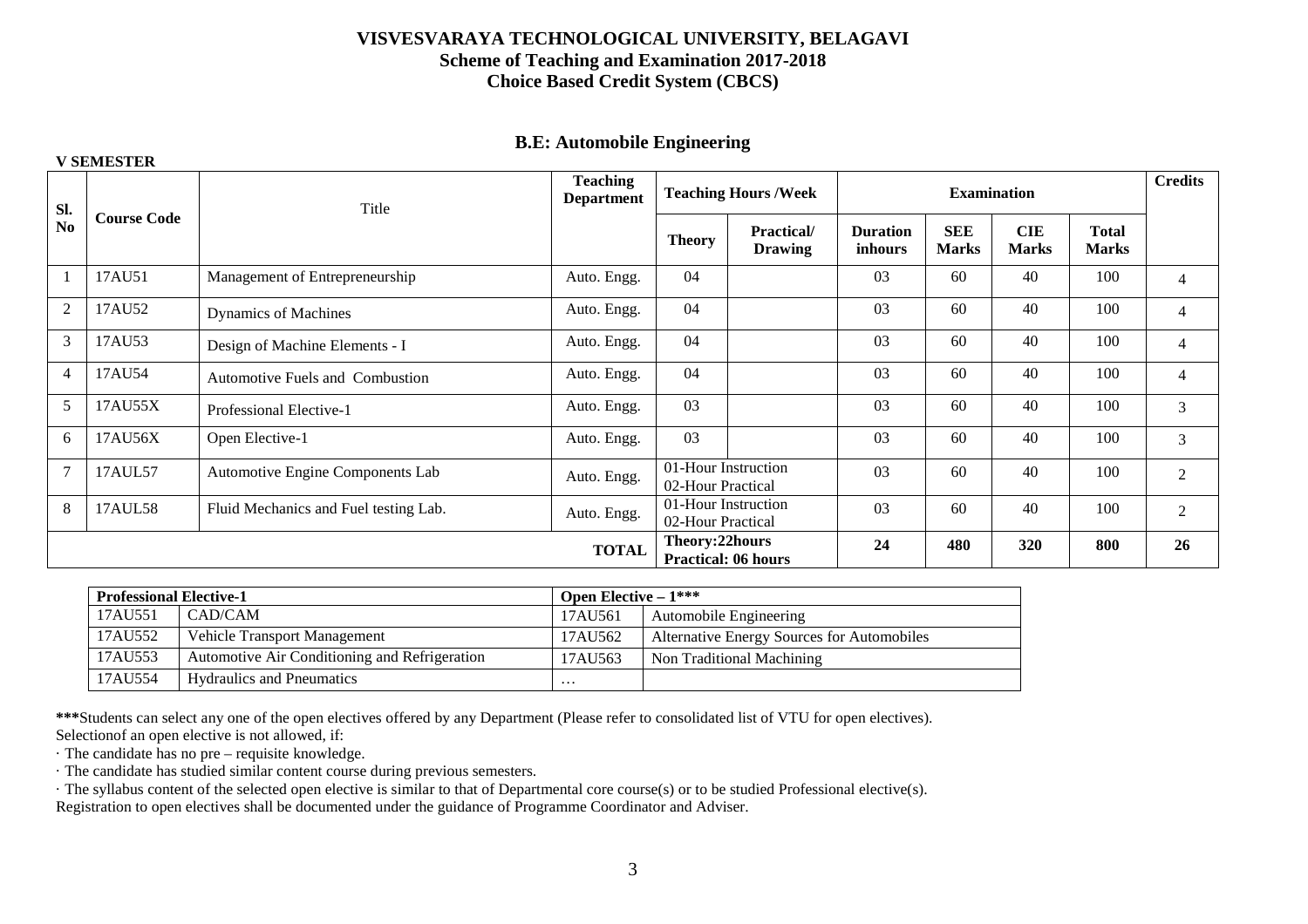# VISVESVARAYA TECHNOLOGICAL UNIVERSITY, BELAGAVI
## Scheme of Teaching and Examination 2017-2018
## Choice Based Credit System (CBCS)

## B.E: Automobile Engineering

**V SEMESTER**

| Sl. No | Course Code | Title | Teaching Department | Teaching Hours /Week | | Examination | | | | Credits |
|---|---|---|---|---|---|---|---|---|---|---|
| | | | | Theory | Practical/ Drawing | Duration inhours | SEE Marks | CIE Marks | Total Marks | |
| 1 | 17AU51 | Management of Entrepreneurship | Auto. Engg. | 04 | | 03 | 60 | 40 | 100 | 4 |
| 2 | 17AU52 | Dynamics of Machines | Auto. Engg. | 04 | | 03 | 60 | 40 | 100 | 4 |
| 3 | 17AU53 | Design of Machine Elements - I | Auto. Engg. | 04 | | 03 | 60 | 40 | 100 | 4 |
| 4 | 17AU54 | Automotive Fuels and Combustion | Auto. Engg. | 04 | | 03 | 60 | 40 | 100 | 4 |
| 5 | 17AU55X | Professional Elective-1 | Auto. Engg. | 03 | | 03 | 60 | 40 | 100 | 3 |
| 6 | 17AU56X | Open Elective-1 | Auto. Engg. | 03 | | 03 | 60 | 40 | 100 | 3 |
| 7 | 17AUL57 | Automotive Engine Components Lab | Auto. Engg. | 01-Hour Instruction 02-Hour Practical | | 03 | 60 | 40 | 100 | 2 |
| 8 | 17AUL58 | Fluid Mechanics and Fuel testing Lab. | Auto. Engg. | 01-Hour Instruction 02-Hour Practical | | 03 | 60 | 40 | 100 | 2 |
| | | | **TOTAL** | **Theory:22hours Practical: 06 hours** | | **24** | **480** | **320** | **800** | **26** |

| **Professional Elective-1** | | **Open Elective – 1*** | |
|---|---|---|---|
| 17AU551 | CAD/CAM | 17AU561 | Automobile Engineering |
| 17AU552 | Vehicle Transport Management | 17AU562 | Alternative Energy Sources for Automobiles |
| 17AU553 | Automotive Air Conditioning and Refrigeration | 17AU563 | Non Traditional Machining |
| 17AU554 | Hydraulics and Pneumatics | … | |

*****Students can select any one of the open electives offered by any Department (Please refer to consolidated list of VTU for open electives).

Selectionof an open elective is not allowed, if:

· The candidate has no pre – requisite knowledge.

· The candidate has studied similar content course during previous semesters.

· The syllabus content of the selected open elective is similar to that of Departmental core course(s) or to be studied Professional elective(s).

Registration to open electives shall be documented under the guidance of Programme Coordinator and Adviser.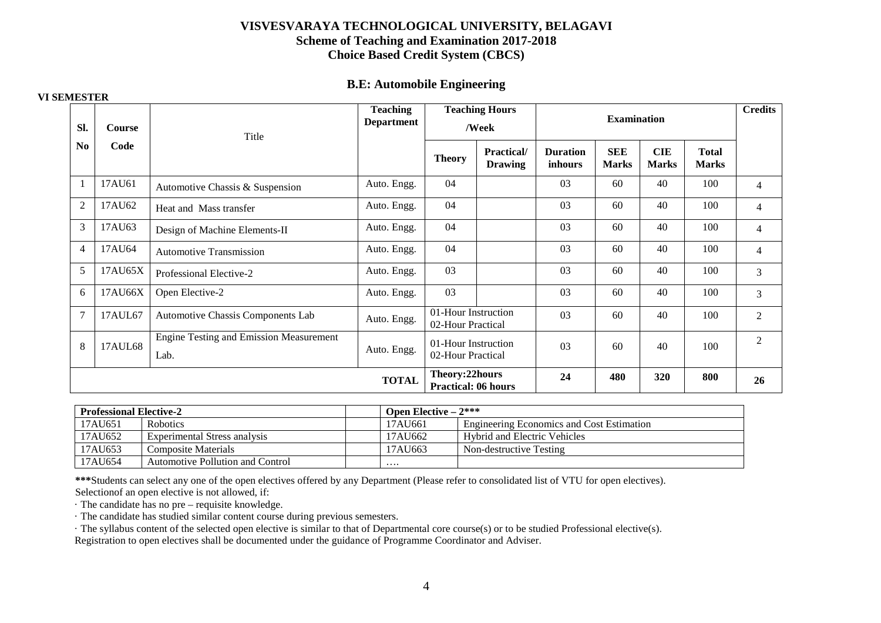# VISVESVARAYA TECHNOLOGICAL UNIVERSITY, BELAGAVI

## Scheme of Teaching and Examination 2017-2018

## Choice Based Credit System (CBCS)

### B.E: Automobile Engineering

**VI SEMESTER**

| Sl. No | Course Code | Title | Teaching Department | Teaching Hours /Week | | Examination | | | | Credits |
|---|---|---|---|---|---|---|---|---|---|---|
| | | | | Theory | Practical/ Drawing | Duration inhours | SEE Marks | CIE Marks | Total Marks | |
| 1 | 17AU61 | Automotive Chassis & Suspension | Auto. Engg. | 04 | | 03 | 60 | 40 | 100 | 4 |
| 2 | 17AU62 | Heat and Mass transfer | Auto. Engg. | 04 | | 03 | 60 | 40 | 100 | 4 |
| 3 | 17AU63 | Design of Machine Elements-II | Auto. Engg. | 04 | | 03 | 60 | 40 | 100 | 4 |
| 4 | 17AU64 | Automotive Transmission | Auto. Engg. | 04 | | 03 | 60 | 40 | 100 | 4 |
| 5 | 17AU65X | Professional Elective-2 | Auto. Engg. | 03 | | 03 | 60 | 40 | 100 | 3 |
| 6 | 17AU66X | Open Elective-2 | Auto. Engg. | 03 | | 03 | 60 | 40 | 100 | 3 |
| 7 | 17AUL67 | Automotive Chassis Components Lab | Auto. Engg. | 01-Hour Instruction 02-Hour Practical | | 03 | 60 | 40 | 100 | 2 |
| 8 | 17AUL68 | Engine Testing and Emission Measurement Lab. | Auto. Engg. | 01-Hour Instruction 02-Hour Practical | | 03 | 60 | 40 | 100 | 2 |
| | | | **TOTAL** | **Theory:22hours Practical: 06 hours** | | **24** | **480** | **320** | **800** | **26** |

| **Professional Elective-2** | | **Open Elective – 2*****  | |
|---|---|---|---|
| 17AU651 | Robotics | 17AU661 | Engineering Economics and Cost Estimation |
| 17AU652 | Experimental Stress analysis | 17AU662 | Hybrid and Electric Vehicles |
| 17AU653 | Composite Materials | 17AU663 | Non-destructive Testing |
| 17AU654 | Automotive Pollution and Control | …. | |

*****Students can select any one of the open electives offered by any Department (Please refer to consolidated list of VTU for open electives).

Selectionof an open elective is not allowed, if:

· The candidate has no pre – requisite knowledge.

· The candidate has studied similar content course during previous semesters.

· The syllabus content of the selected open elective is similar to that of Departmental core course(s) or to be studied Professional elective(s).

Registration to open electives shall be documented under the guidance of Programme Coordinator and Adviser.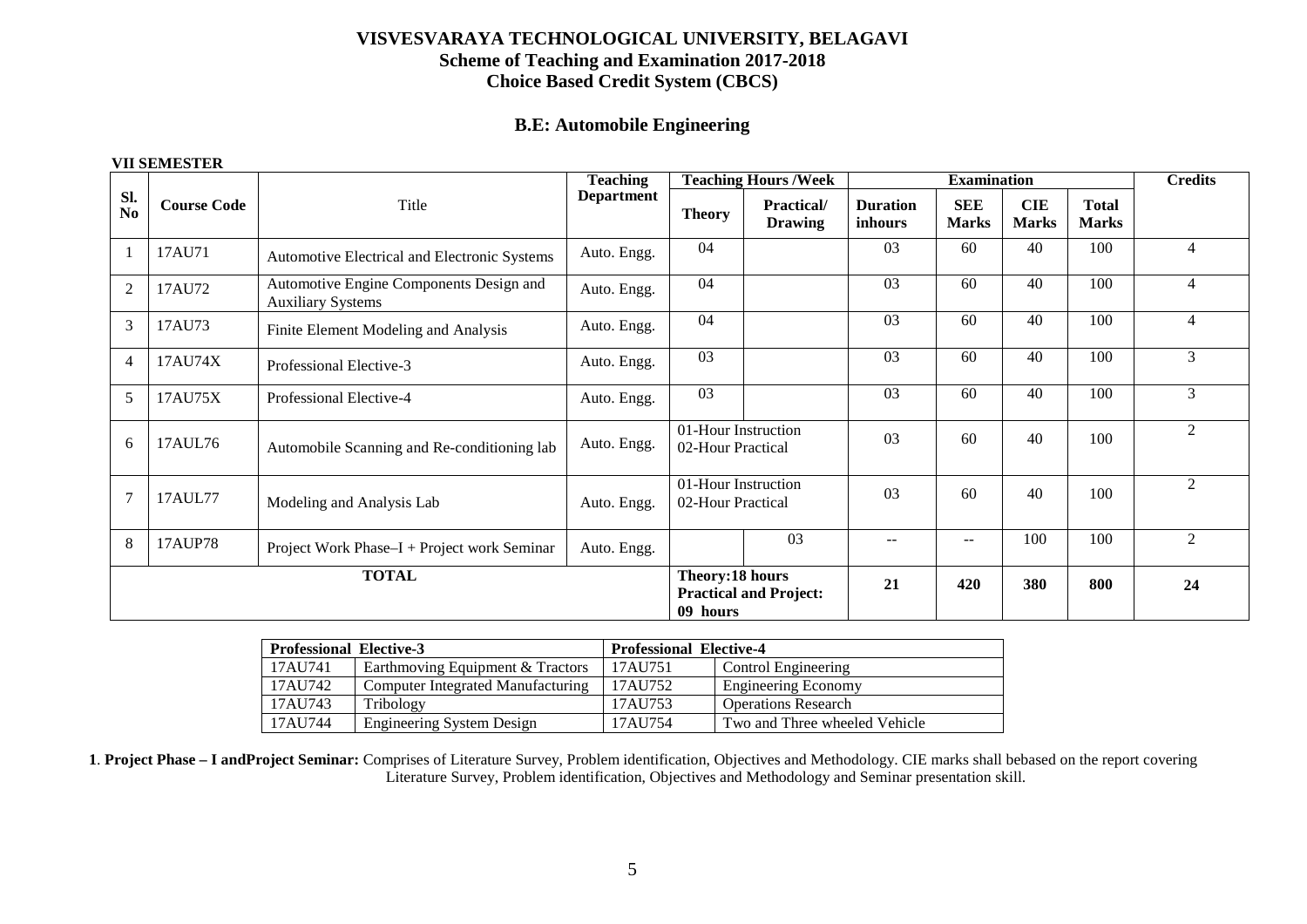# VISVESVARAYA TECHNOLOGICAL UNIVERSITY, BELAGAVI
## Scheme of Teaching and Examination 2017-2018
## Choice Based Credit System (CBCS)

## B.E: Automobile Engineering

**VII SEMESTER**

| Sl. No | Course Code | Title | Teaching Department | Teaching Hours /Week | | Examination | | | | Credits |
|---|---|---|---|---|---|---|---|---|---|---|
| | | | | Theory | Practical/ Drawing | Duration inhours | SEE Marks | CIE Marks | Total Marks | |
| 1 | 17AU71 | Automotive Electrical and Electronic Systems | Auto. Engg. | 04 | | 03 | 60 | 40 | 100 | 4 |
| 2 | 17AU72 | Automotive Engine Components Design and Auxiliary Systems | Auto. Engg. | 04 | | 03 | 60 | 40 | 100 | 4 |
| 3 | 17AU73 | Finite Element Modeling and Analysis | Auto. Engg. | 04 | | 03 | 60 | 40 | 100 | 4 |
| 4 | 17AU74X | Professional Elective-3 | Auto. Engg. | 03 | | 03 | 60 | 40 | 100 | 3 |
| 5 | 17AU75X | Professional Elective-4 | Auto. Engg. | 03 | | 03 | 60 | 40 | 100 | 3 |
| 6 | 17AUL76 | Automobile Scanning and Re-conditioning lab | Auto. Engg. | 01-Hour Instruction 02-Hour Practical | | 03 | 60 | 40 | 100 | 2 |
| 7 | 17AUL77 | Modeling and Analysis Lab | Auto. Engg. | 01-Hour Instruction 02-Hour Practical | | 03 | 60 | 40 | 100 | 2 |
| 8 | 17AUP78 | Project Work Phase–I + Project work Seminar | Auto. Engg. | | 03 | -- | -- | 100 | 100 | 2 |
| **TOTAL** | | | | **Theory:18 hours Practical and Project: 09 hours** | | **21** | **420** | **380** | **800** | **24** |

| **Professional Elective-3** | | **Professional Elective-4** | |
|---|---|---|---|
| 17AU741 | Earthmoving Equipment & Tractors | 17AU751 | Control Engineering |
| 17AU742 | Computer Integrated Manufacturing | 17AU752 | Engineering Economy |
| 17AU743 | Tribology | 17AU753 | Operations Research |
| 17AU744 | Engineering System Design | 17AU754 | Two and Three wheeled Vehicle |

**1**. **Project Phase – I andProject Seminar:** Comprises of Literature Survey, Problem identification, Objectives and Methodology. CIE marks shall bebased on the report covering Literature Survey, Problem identification, Objectives and Methodology and Seminar presentation skill.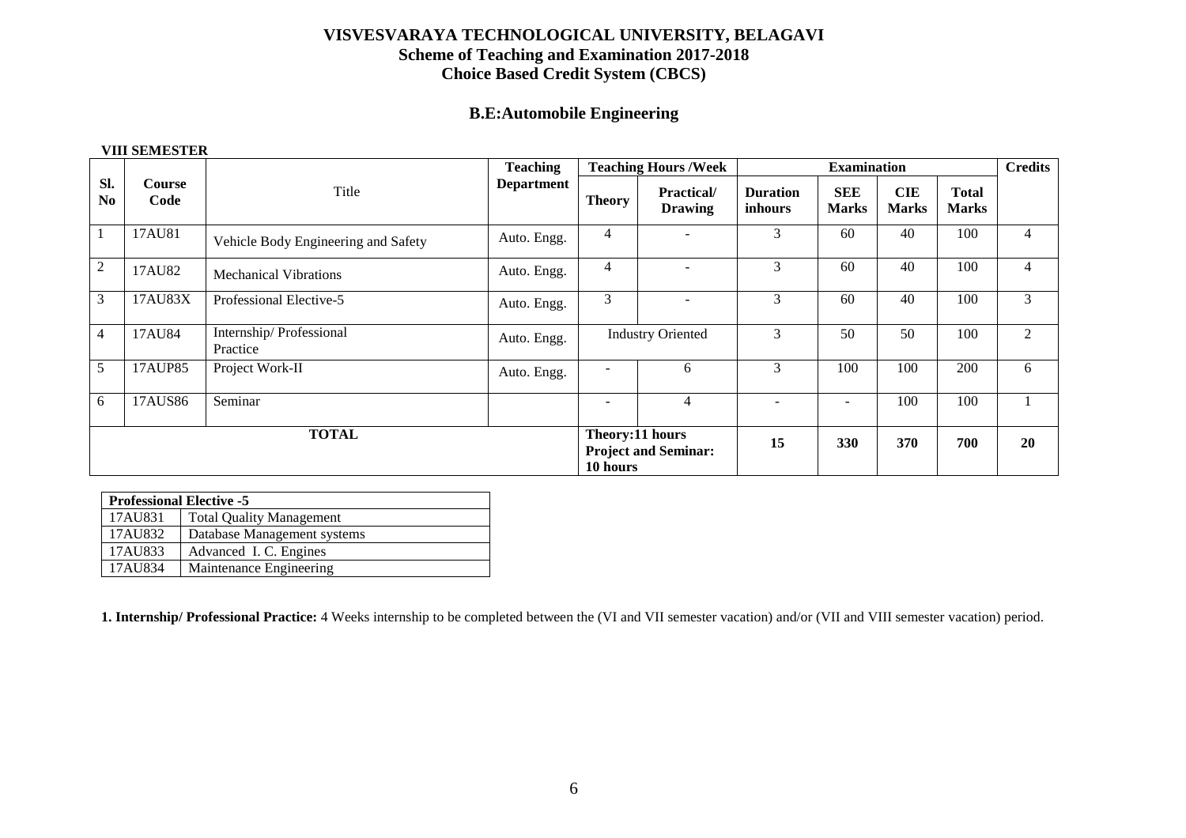# VISVESVARAYA TECHNOLOGICAL UNIVERSITY, BELAGAVI

## Scheme of Teaching and Examination 2017-2018

## Choice Based Credit System (CBCS)

## B.E:Automobile Engineering

**VIII SEMESTER**

| Sl. No | Course Code | Title | Teaching Department | Teaching Hours /Week | | Examination | | | | Credits |
|---|---|---|---|---|---|---|---|---|---|---|
| | | | | Theory | Practical/ Drawing | Duration inhours | SEE Marks | CIE Marks | Total Marks | |
| 1 | 17AU81 | Vehicle Body Engineering and Safety | Auto. Engg. | 4 | - | 3 | 60 | 40 | 100 | 4 |
| 2 | 17AU82 | Mechanical Vibrations | Auto. Engg. | 4 | - | 3 | 60 | 40 | 100 | 4 |
| 3 | 17AU83X | Professional Elective-5 | Auto. Engg. | 3 | - | 3 | 60 | 40 | 100 | 3 |
| 4 | 17AU84 | Internship/ Professional Practice | Auto. Engg. | Industry Oriented | | 3 | 50 | 50 | 100 | 2 |
| 5 | 17AUP85 | Project Work-II | Auto. Engg. | - | 6 | 3 | 100 | 100 | 200 | 6 |
| 6 | 17AUS86 | Seminar | | - | 4 | - | - | 100 | 100 | 1 |
| **TOTAL** | | | | **Theory:11 hours Project and Seminar: 10 hours** | | **15** | **330** | **370** | **700** | **20** |

| **Professional Elective -5** | |
|---|---|
| 17AU831 | Total Quality Management |
| 17AU832 | Database Management systems |
| 17AU833 | Advanced I. C. Engines |
| 17AU834 | Maintenance Engineering |

**1. Internship/ Professional Practice:** 4 Weeks internship to be completed between the (VI and VII semester vacation) and/or (VII and VIII semester vacation) period.